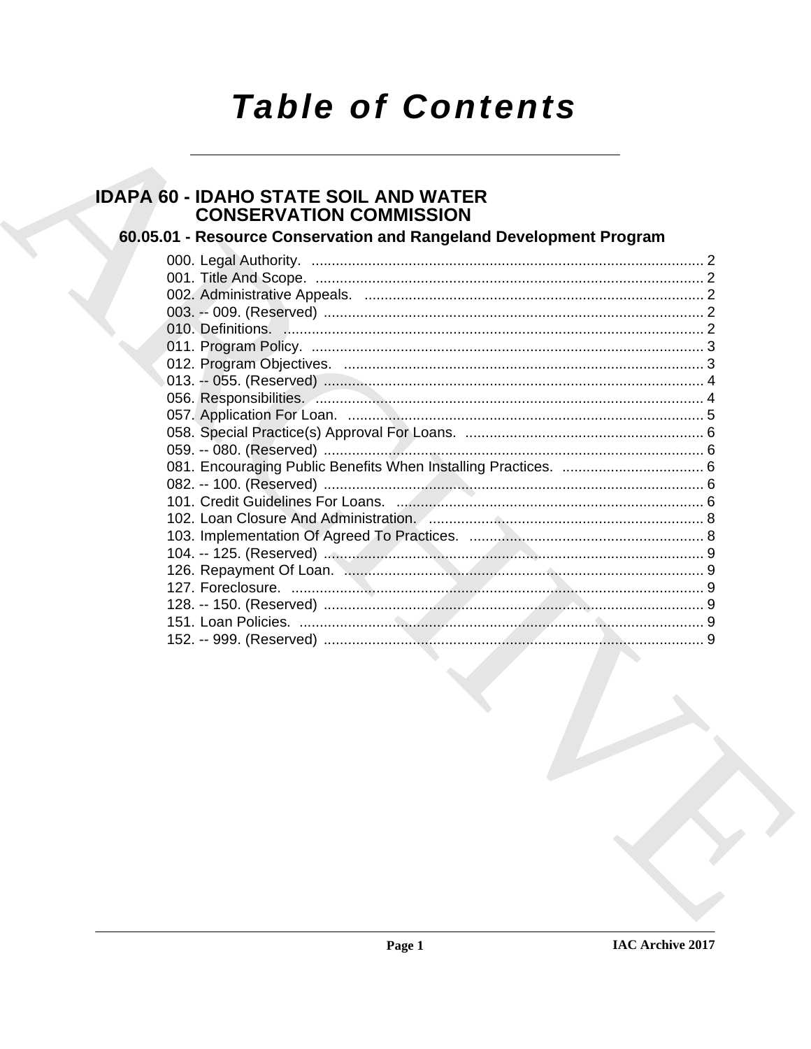# Table of Contents

## IDAPA 60 - IDAHO STATE SOIL AND WATER CONSERVATION COMMISSION

### 60.05.01 - Resource Conservation and Rangeland Development Program

000. Legal Authority. ........................................................................................ 2
001. Title And Scope. ......................................................................................... 2
002. Administrative Appeals. .............................................................................. 2
003. -- 009. (Reserved) ....................................................................................... 2
010. Definitions. ................................................................................................ 2
011. Program Policy. .......................................................................................... 3
012. Program Objectives. ................................................................................... 3
013. -- 055. (Reserved) ....................................................................................... 4
056. Responsibilities. ......................................................................................... 4
057. Application For Loan. ................................................................................. 5
058. Special Practice(s) Approval For Loans. ..................................................... 6
059. -- 080. (Reserved) ....................................................................................... 6
081. Encouraging Public Benefits When Installing Practices. .............................. 6
082. -- 100. (Reserved) ....................................................................................... 6
101. Credit Guidelines For Loans. ...................................................................... 6
102. Loan Closure And Administration. .............................................................. 8
103. Implementation Of Agreed To Practices. .................................................... 8
104. -- 125. (Reserved) ....................................................................................... 9
126. Repayment Of Loan. ................................................................................... 9
127. Foreclosure. ............................................................................................... 9
128. -- 150. (Reserved) ....................................................................................... 9
151. Loan Policies. ............................................................................................. 9
152. -- 999. (Reserved) ....................................................................................... 9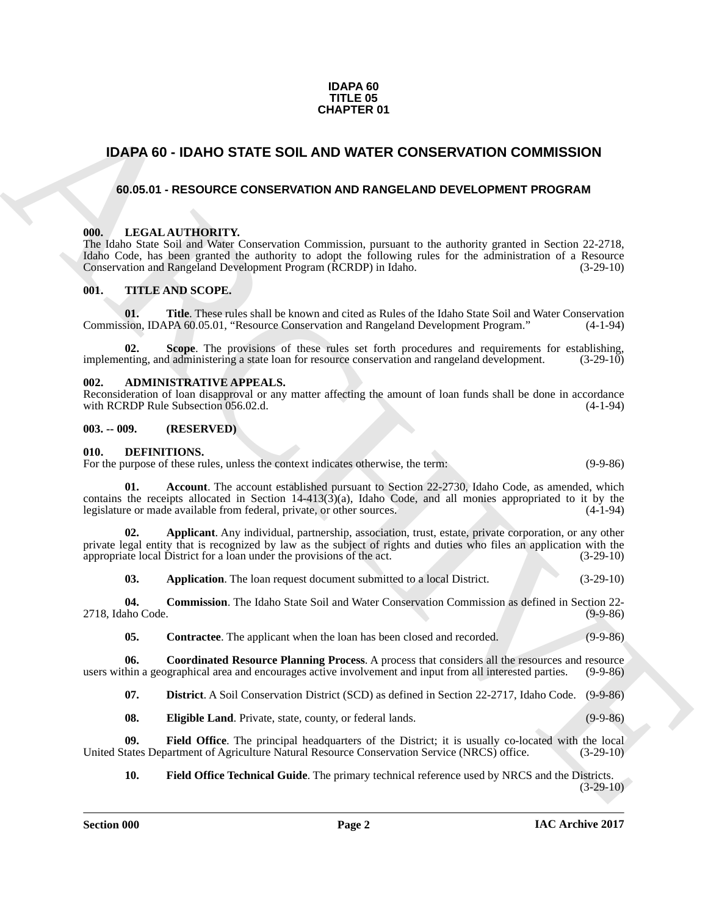**IDAPA 60**
**TITLE 05**
**CHAPTER 01**

# IDAPA 60 - IDAHO STATE SOIL AND WATER CONSERVATION COMMISSION

## 60.05.01 - RESOURCE CONSERVATION AND RANGELAND DEVELOPMENT PROGRAM

### 000. LEGAL AUTHORITY.

The Idaho State Soil and Water Conservation Commission, pursuant to the authority granted in Section 22-2718, Idaho Code, has been granted the authority to adopt the following rules for the administration of a Resource Conservation and Rangeland Development Program (RCRDP) in Idaho. (3-29-10)

### 001. TITLE AND SCOPE.

**01. Title**. These rules shall be known and cited as Rules of the Idaho State Soil and Water Conservation Commission, IDAPA 60.05.01, "Resource Conservation and Rangeland Development Program." (4-1-94)

**02. Scope**. The provisions of these rules set forth procedures and requirements for establishing, implementing, and administering a state loan for resource conservation and rangeland development. (3-29-10)

### 002. ADMINISTRATIVE APPEALS.

Reconsideration of loan disapproval or any matter affecting the amount of loan funds shall be done in accordance with RCRDP Rule Subsection 056.02.d. (4-1-94)

### 003. -- 009. (RESERVED)

### 010. DEFINITIONS.

For the purpose of these rules, unless the context indicates otherwise, the term: (9-9-86)

**01. Account**. The account established pursuant to Section 22-2730, Idaho Code, as amended, which contains the receipts allocated in Section 14-413(3)(a), Idaho Code, and all monies appropriated to it by the legislature or made available from federal, private, or other sources. (4-1-94)

**02. Applicant**. Any individual, partnership, association, trust, estate, private corporation, or any other private legal entity that is recognized by law as the subject of rights and duties who files an application with the appropriate local District for a loan under the provisions of the act. (3-29-10)

**03. Application**. The loan request document submitted to a local District. (3-29-10)

**04. Commission**. The Idaho State Soil and Water Conservation Commission as defined in Section 22-2718, Idaho Code. (9-9-86)

**05. Contractee**. The applicant when the loan has been closed and recorded. (9-9-86)

**06. Coordinated Resource Planning Process**. A process that considers all the resources and resource users within a geographical area and encourages active involvement and input from all interested parties. (9-9-86)

**07. District**. A Soil Conservation District (SCD) as defined in Section 22-2717, Idaho Code. (9-9-86)

**08. Eligible Land**. Private, state, county, or federal lands. (9-9-86)

**09. Field Office**. The principal headquarters of the District; it is usually co-located with the local United States Department of Agriculture Natural Resource Conservation Service (NRCS) office. (3-29-10)

**10. Field Office Technical Guide**. The primary technical reference used by NRCS and the Districts. (3-29-10)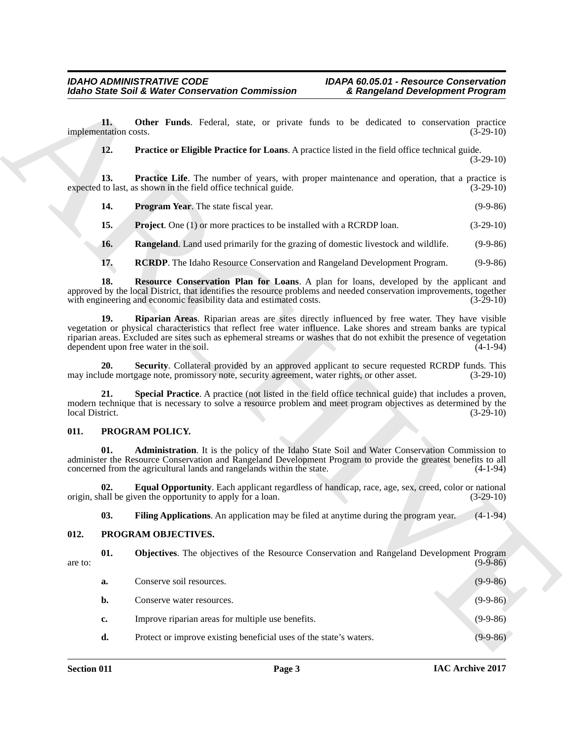**11. Other Funds**. Federal, state, or private funds to be dedicated to conservation practice implementation costs. (3-29-10)

**12. Practice or Eligible Practice for Loans**. A practice listed in the field office technical guide. (3-29-10)

**13. Practice Life**. The number of years, with proper maintenance and operation, that a practice is expected to last, as shown in the field office technical guide. (3-29-10)

**14. Program Year**. The state fiscal year. (9-9-86)

**15. Project**. One (1) or more practices to be installed with a RCRDP loan. (3-29-10)

**16. Rangeland**. Land used primarily for the grazing of domestic livestock and wildlife. (9-9-86)

**17. RCRDP**. The Idaho Resource Conservation and Rangeland Development Program. (9-9-86)

**18. Resource Conservation Plan for Loans**. A plan for loans, developed by the applicant and approved by the local District, that identifies the resource problems and needed conservation improvements, together with engineering and economic feasibility data and estimated costs. (3-29-10)

**19. Riparian Areas**. Riparian areas are sites directly influenced by free water. They have visible vegetation or physical characteristics that reflect free water influence. Lake shores and stream banks are typical riparian areas. Excluded are sites such as ephemeral streams or washes that do not exhibit the presence of vegetation dependent upon free water in the soil. (4-1-94)

**20. Security**. Collateral provided by an approved applicant to secure requested RCRDP funds. This may include mortgage note, promissory note, security agreement, water rights, or other asset. (3-29-10)

**21. Special Practice**. A practice (not listed in the field office technical guide) that includes a proven, modern technique that is necessary to solve a resource problem and meet program objectives as determined by the local District. (3-29-10)

## 011. PROGRAM POLICY.

**01. Administration**. It is the policy of the Idaho State Soil and Water Conservation Commission to administer the Resource Conservation and Rangeland Development Program to provide the greatest benefits to all concerned from the agricultural lands and rangelands within the state. (4-1-94)

**02. Equal Opportunity**. Each applicant regardless of handicap, race, age, sex, creed, color or national origin, shall be given the opportunity to apply for a loan. (3-29-10)

**03. Filing Applications**. An application may be filed at anytime during the program year. (4-1-94)

## 012. PROGRAM OBJECTIVES.

**01. Objectives**. The objectives of the Resource Conservation and Rangeland Development Program are to: (9-9-86)

**a.** Conserve soil resources. (9-9-86)

**b.** Conserve water resources. (9-9-86)

**c.** Improve riparian areas for multiple use benefits. (9-9-86)

**d.** Protect or improve existing beneficial uses of the state's waters. (9-9-86)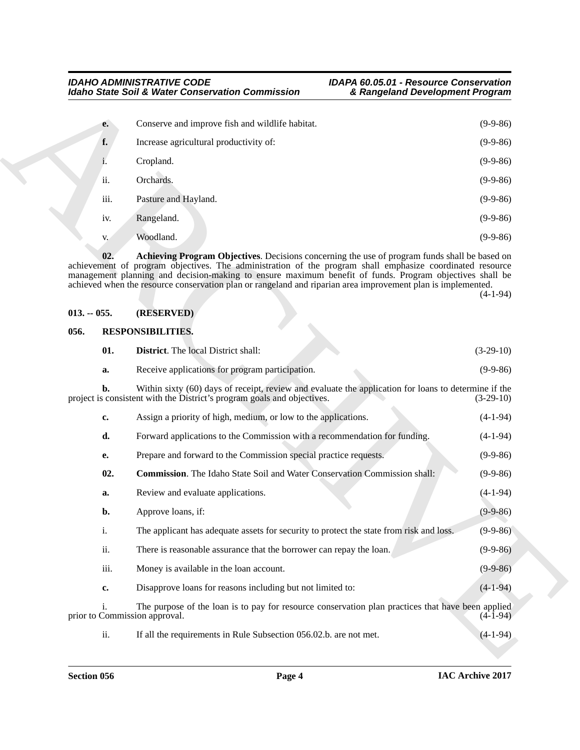**e.** Conserve and improve fish and wildlife habitat. (9-9-86)

**f.** Increase agricultural productivity of: (9-9-86)

i. Cropland. (9-9-86)

ii. Orchards. (9-9-86)

iii. Pasture and Hayland. (9-9-86)

iv. Rangeland. (9-9-86)

v. Woodland. (9-9-86)

**02. Achieving Program Objectives**. Decisions concerning the use of program funds shall be based on achievement of program objectives. The administration of the program shall emphasize coordinated resource management planning and decision-making to ensure maximum benefit of funds. Program objectives shall be achieved when the resource conservation plan or rangeland and riparian area improvement plan is implemented. (4-1-94)

## 013. -- 055. (RESERVED)

## 056. RESPONSIBILITIES.

**01. District**. The local District shall: (3-29-10)

**a.** Receive applications for program participation. (9-9-86)

**b.** Within sixty (60) days of receipt, review and evaluate the application for loans to determine if the project is consistent with the District's program goals and objectives. (3-29-10)

**c.** Assign a priority of high, medium, or low to the applications. (4-1-94)

**d.** Forward applications to the Commission with a recommendation for funding. (4-1-94)

**e.** Prepare and forward to the Commission special practice requests. (9-9-86)

**02. Commission**. The Idaho State Soil and Water Conservation Commission shall: (9-9-86)

**a.** Review and evaluate applications. (4-1-94)

**b.** Approve loans, if: (9-9-86)

i. The applicant has adequate assets for security to protect the state from risk and loss. (9-9-86)

ii. There is reasonable assurance that the borrower can repay the loan. (9-9-86)

iii. Money is available in the loan account. (9-9-86)

**c.** Disapprove loans for reasons including but not limited to: (4-1-94)

i. The purpose of the loan is to pay for resource conservation plan practices that have been applied prior to Commission approval. (4-1-94)

ii. If all the requirements in Rule Subsection 056.02.b. are not met. (4-1-94)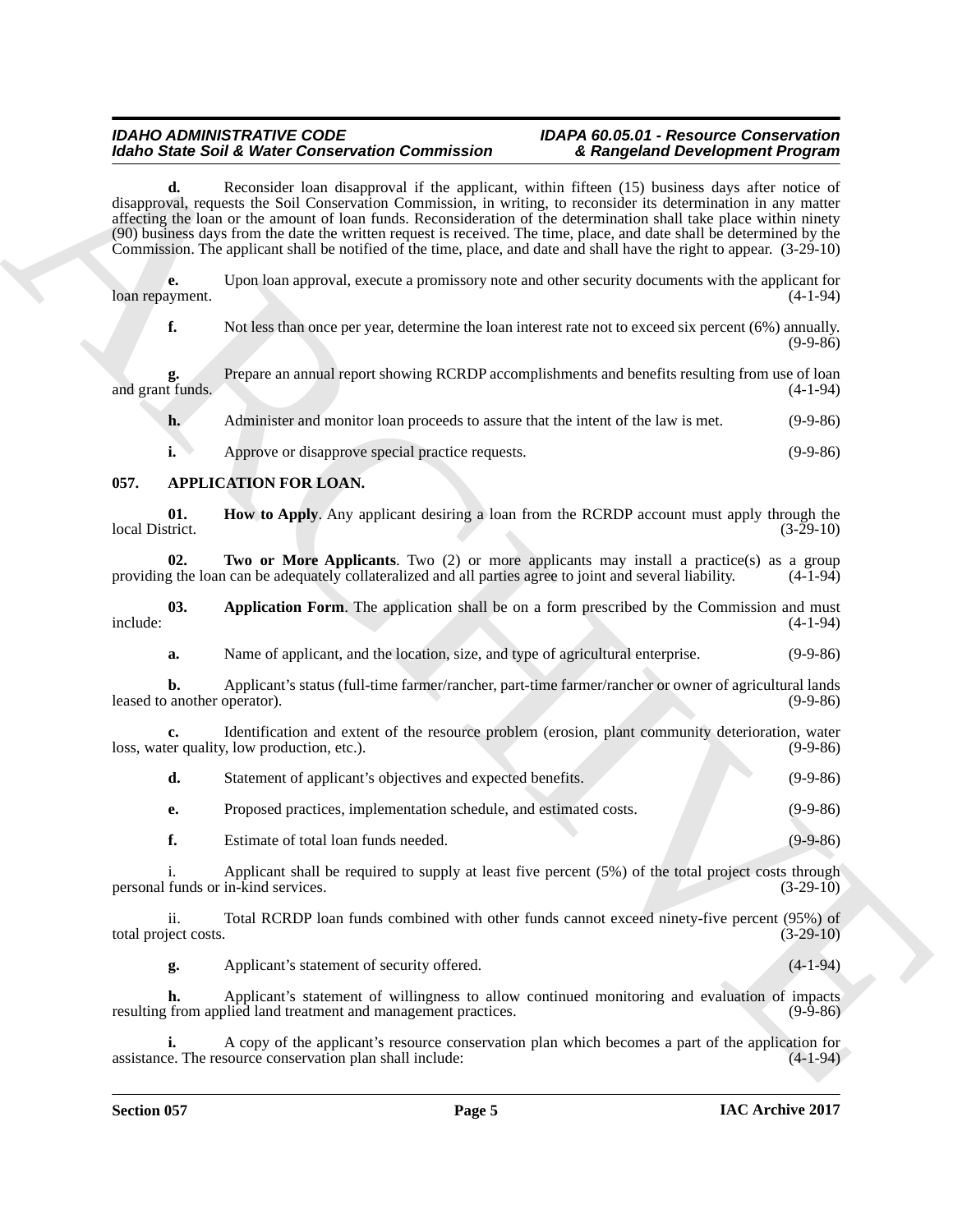**d.** Reconsider loan disapproval if the applicant, within fifteen (15) business days after notice of disapproval, requests the Soil Conservation Commission, in writing, to reconsider its determination in any matter affecting the loan or the amount of loan funds. Reconsideration of the determination shall take place within ninety (90) business days from the date the written request is received. The time, place, and date shall be determined by the Commission. The applicant shall be notified of the time, place, and date and shall have the right to appear. (3-29-10)

**e.** Upon loan approval, execute a promissory note and other security documents with the applicant for loan repayment. (4-1-94)

**f.** Not less than once per year, determine the loan interest rate not to exceed six percent (6%) annually. (9-9-86)

**g.** Prepare an annual report showing RCRDP accomplishments and benefits resulting from use of loan and grant funds. (4-1-94)

**h.** Administer and monitor loan proceeds to assure that the intent of the law is met. (9-9-86)

**i.** Approve or disapprove special practice requests. (9-9-86)

## 057. APPLICATION FOR LOAN.

**01. How to Apply**. Any applicant desiring a loan from the RCRDP account must apply through the local District. (3-29-10)

**02. Two or More Applicants**. Two (2) or more applicants may install a practice(s) as a group providing the loan can be adequately collateralized and all parties agree to joint and several liability. (4-1-94)

**03. Application Form**. The application shall be on a form prescribed by the Commission and must include: (4-1-94)

**a.** Name of applicant, and the location, size, and type of agricultural enterprise. (9-9-86)

**b.** Applicant's status (full-time farmer/rancher, part-time farmer/rancher or owner of agricultural lands leased to another operator). (9-9-86)

**c.** Identification and extent of the resource problem (erosion, plant community deterioration, water loss, water quality, low production, etc.). (9-9-86)

**d.** Statement of applicant's objectives and expected benefits. (9-9-86)

**e.** Proposed practices, implementation schedule, and estimated costs. (9-9-86)

**f.** Estimate of total loan funds needed. (9-9-86)

i. Applicant shall be required to supply at least five percent (5%) of the total project costs through personal funds or in-kind services. (3-29-10)

ii. Total RCRDP loan funds combined with other funds cannot exceed ninety-five percent (95%) of total project costs. (3-29-10)

**g.** Applicant's statement of security offered. (4-1-94)

**h.** Applicant's statement of willingness to allow continued monitoring and evaluation of impacts resulting from applied land treatment and management practices. (9-9-86)

**i.** A copy of the applicant's resource conservation plan which becomes a part of the application for assistance. The resource conservation plan shall include: (4-1-94)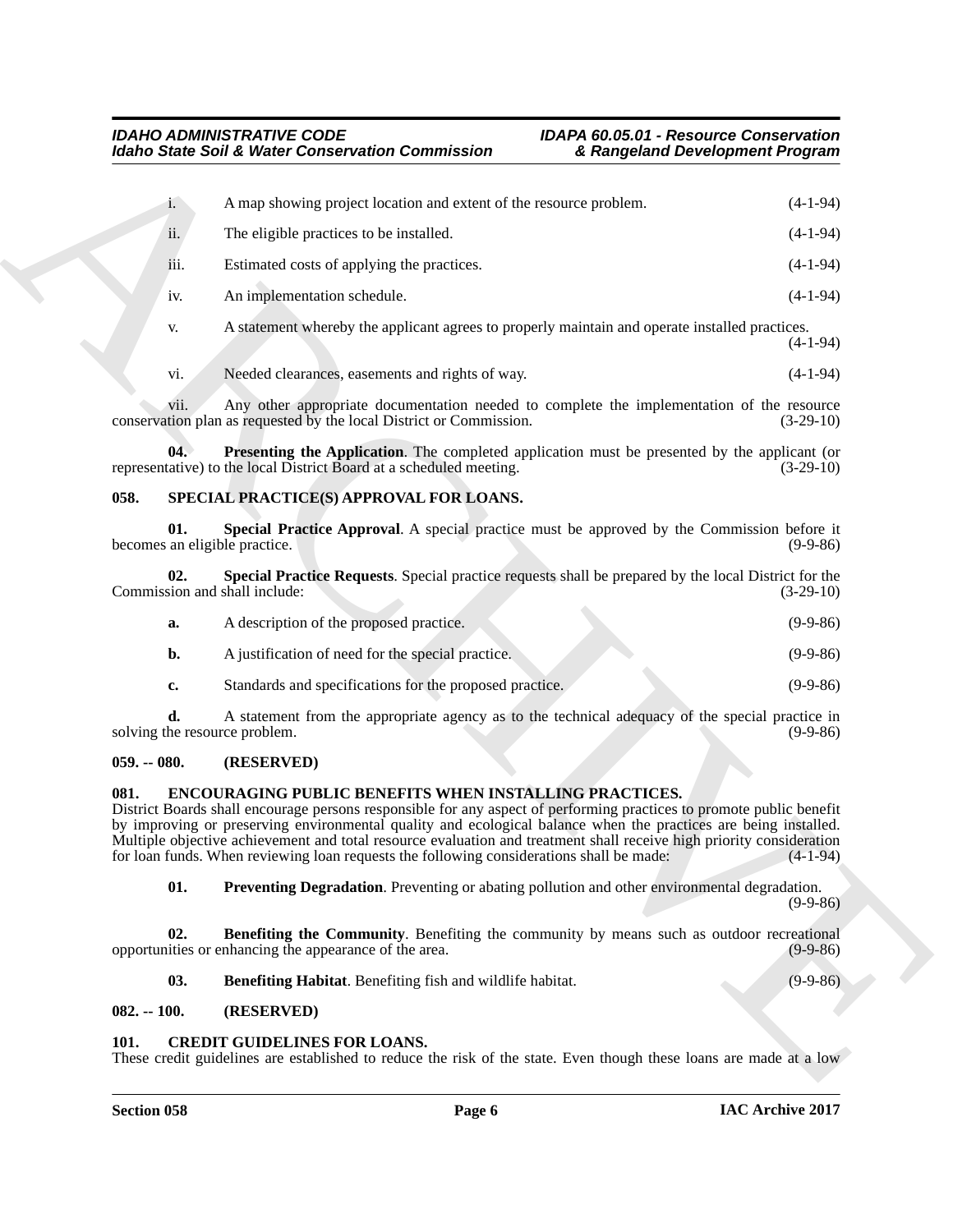i. A map showing project location and extent of the resource problem. (4-1-94)

ii. The eligible practices to be installed. (4-1-94)

iii. Estimated costs of applying the practices. (4-1-94)

iv. An implementation schedule. (4-1-94)

v. A statement whereby the applicant agrees to properly maintain and operate installed practices. (4-1-94)

vi. Needed clearances, easements and rights of way. (4-1-94)

vii. Any other appropriate documentation needed to complete the implementation of the resource conservation plan as requested by the local District or Commission. (3-29-10)

**04. Presenting the Application**. The completed application must be presented by the applicant (or representative) to the local District Board at a scheduled meeting. (3-29-10)

## 058. SPECIAL PRACTICE(S) APPROVAL FOR LOANS.

**01. Special Practice Approval**. A special practice must be approved by the Commission before it becomes an eligible practice. (9-9-86)

**02. Special Practice Requests**. Special practice requests shall be prepared by the local District for the Commission and shall include: (3-29-10)

**a.** A description of the proposed practice. (9-9-86)

**b.** A justification of need for the special practice. (9-9-86)

**c.** Standards and specifications for the proposed practice. (9-9-86)

**d.** A statement from the appropriate agency as to the technical adequacy of the special practice in solving the resource problem. (9-9-86)

## 059. -- 080. (RESERVED)

## 081. ENCOURAGING PUBLIC BENEFITS WHEN INSTALLING PRACTICES.

District Boards shall encourage persons responsible for any aspect of performing practices to promote public benefit by improving or preserving environmental quality and ecological balance when the practices are being installed. Multiple objective achievement and total resource evaluation and treatment shall receive high priority consideration for loan funds. When reviewing loan requests the following considerations shall be made: (4-1-94)

**01. Preventing Degradation**. Preventing or abating pollution and other environmental degradation. (9-9-86)

**02. Benefiting the Community**. Benefiting the community by means such as outdoor recreational opportunities or enhancing the appearance of the area. (9-9-86)

**03. Benefiting Habitat**. Benefiting fish and wildlife habitat. (9-9-86)

## 082. -- 100. (RESERVED)

## 101. CREDIT GUIDELINES FOR LOANS.

These credit guidelines are established to reduce the risk of the state. Even though these loans are made at a low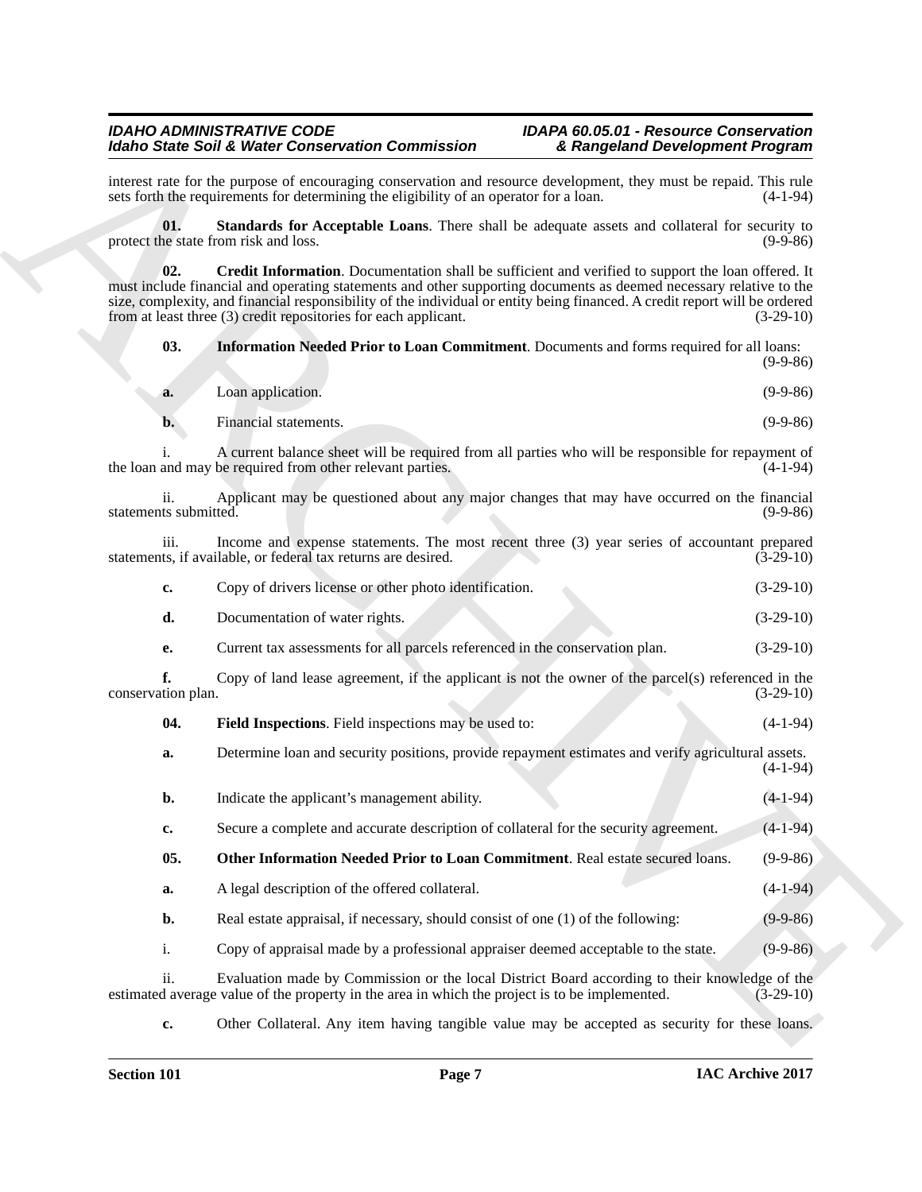interest rate for the purpose of encouraging conservation and resource development, they must be repaid. This rule sets forth the requirements for determining the eligibility of an operator for a loan. (4-1-94)

**01. Standards for Acceptable Loans**. There shall be adequate assets and collateral for security to protect the state from risk and loss. (9-9-86)

**02. Credit Information**. Documentation shall be sufficient and verified to support the loan offered. It must include financial and operating statements and other supporting documents as deemed necessary relative to the size, complexity, and financial responsibility of the individual or entity being financed. A credit report will be ordered from at least three (3) credit repositories for each applicant. (3-29-10)

**03. Information Needed Prior to Loan Commitment**. Documents and forms required for all loans: (9-9-86)

**a.** Loan application. (9-9-86)

**b.** Financial statements. (9-9-86)

i. A current balance sheet will be required from all parties who will be responsible for repayment of the loan and may be required from other relevant parties. (4-1-94)

ii. Applicant may be questioned about any major changes that may have occurred on the financial statements submitted. (9-9-86)

iii. Income and expense statements. The most recent three (3) year series of accountant prepared statements, if available, or federal tax returns are desired. (3-29-10)

**c.** Copy of drivers license or other photo identification. (3-29-10)

**d.** Documentation of water rights. (3-29-10)

**e.** Current tax assessments for all parcels referenced in the conservation plan. (3-29-10)

**f.** Copy of land lease agreement, if the applicant is not the owner of the parcel(s) referenced in the conservation plan. (3-29-10)

**04. Field Inspections**. Field inspections may be used to: (4-1-94)

**a.** Determine loan and security positions, provide repayment estimates and verify agricultural assets. (4-1-94)

**b.** Indicate the applicant's management ability. (4-1-94)

**c.** Secure a complete and accurate description of collateral for the security agreement. (4-1-94)

**05. Other Information Needed Prior to Loan Commitment**. Real estate secured loans. (9-9-86)

**a.** A legal description of the offered collateral. (4-1-94)

**b.** Real estate appraisal, if necessary, should consist of one (1) of the following: (9-9-86)

i. Copy of appraisal made by a professional appraiser deemed acceptable to the state. (9-9-86)

ii. Evaluation made by Commission or the local District Board according to their knowledge of the estimated average value of the property in the area in which the project is to be implemented. (3-29-10)

**c.** Other Collateral. Any item having tangible value may be accepted as security for these loans.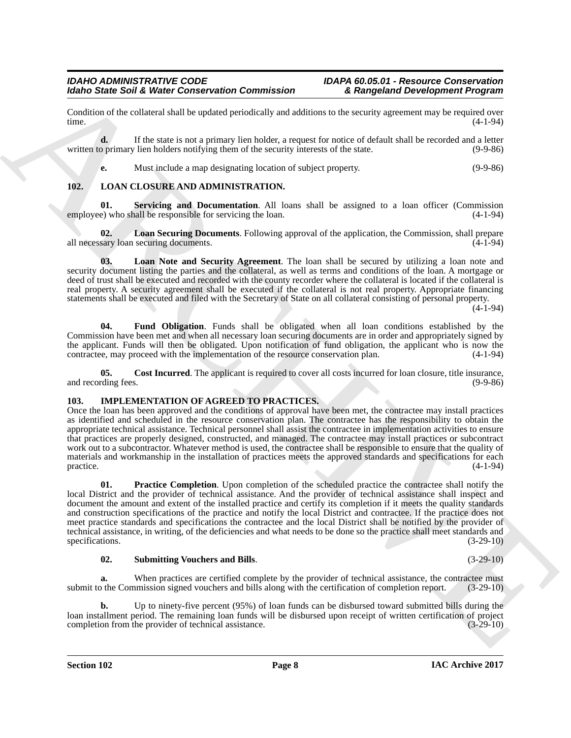Condition of the collateral shall be updated periodically and additions to the security agreement may be required over time. (4-1-94)

**d.** If the state is not a primary lien holder, a request for notice of default shall be recorded and a letter written to primary lien holders notifying them of the security interests of the state. (9-9-86)

**e.** Must include a map designating location of subject property. (9-9-86)

## 102. LOAN CLOSURE AND ADMINISTRATION.

**01. Servicing and Documentation**. All loans shall be assigned to a loan officer (Commission employee) who shall be responsible for servicing the loan. (4-1-94)

**02. Loan Securing Documents**. Following approval of the application, the Commission, shall prepare all necessary loan securing documents. (4-1-94)

**03. Loan Note and Security Agreement**. The loan shall be secured by utilizing a loan note and security document listing the parties and the collateral, as well as terms and conditions of the loan. A mortgage or deed of trust shall be executed and recorded with the county recorder where the collateral is located if the collateral is real property. A security agreement shall be executed if the collateral is not real property. Appropriate financing statements shall be executed and filed with the Secretary of State on all collateral consisting of personal property. (4-1-94)

**04. Fund Obligation**. Funds shall be obligated when all loan conditions established by the Commission have been met and when all necessary loan securing documents are in order and appropriately signed by the applicant. Funds will then be obligated. Upon notification of fund obligation, the applicant who is now the contractee, may proceed with the implementation of the resource conservation plan. (4-1-94)

**05. Cost Incurred**. The applicant is required to cover all costs incurred for loan closure, title insurance, and recording fees. (9-9-86)

## 103. IMPLEMENTATION OF AGREED TO PRACTICES.

Once the loan has been approved and the conditions of approval have been met, the contractee may install practices as identified and scheduled in the resource conservation plan. The contractee has the responsibility to obtain the appropriate technical assistance. Technical personnel shall assist the contractee in implementation activities to ensure that practices are properly designed, constructed, and managed. The contractee may install practices or subcontract work out to a subcontractor. Whatever method is used, the contractee shall be responsible to ensure that the quality of materials and workmanship in the installation of practices meets the approved standards and specifications for each practice. (4-1-94)

**01. Practice Completion**. Upon completion of the scheduled practice the contractee shall notify the local District and the provider of technical assistance. And the provider of technical assistance shall inspect and document the amount and extent of the installed practice and certify its completion if it meets the quality standards and construction specifications of the practice and notify the local District and contractee. If the practice does not meet practice standards and specifications the contractee and the local District shall be notified by the provider of technical assistance, in writing, of the deficiencies and what needs to be done so the practice shall meet standards and specifications. (3-29-10)

**02. Submitting Vouchers and Bills**. (3-29-10)

**a.** When practices are certified complete by the provider of technical assistance, the contractee must submit to the Commission signed vouchers and bills along with the certification of completion report. (3-29-10)

**b.** Up to ninety-five percent (95%) of loan funds can be disbursed toward submitted bills during the loan installment period. The remaining loan funds will be disbursed upon receipt of written certification of project completion from the provider of technical assistance. (3-29-10)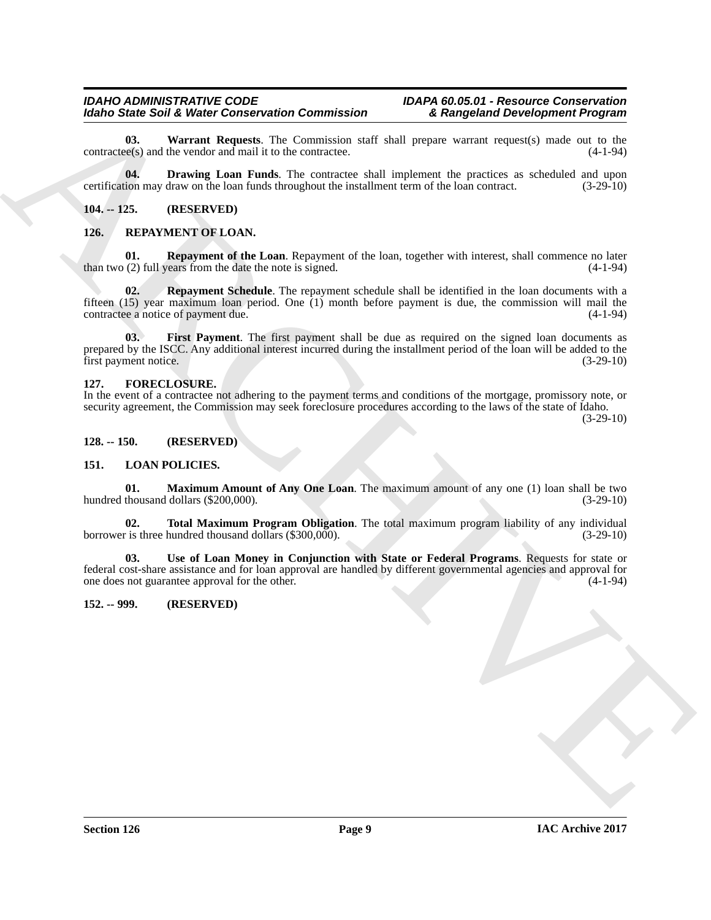**03. Warrant Requests**. The Commission staff shall prepare warrant request(s) made out to the contractee(s) and the vendor and mail it to the contractee. (4-1-94)

**04. Drawing Loan Funds**. The contractee shall implement the practices as scheduled and upon certification may draw on the loan funds throughout the installment term of the loan contract. (3-29-10)

## 104. -- 125. (RESERVED)

## 126. REPAYMENT OF LOAN.

**01. Repayment of the Loan**. Repayment of the loan, together with interest, shall commence no later than two (2) full years from the date the note is signed. (4-1-94)

**02. Repayment Schedule**. The repayment schedule shall be identified in the loan documents with a fifteen (15) year maximum loan period. One (1) month before payment is due, the commission will mail the contractee a notice of payment due. (4-1-94)

**03. First Payment**. The first payment shall be due as required on the signed loan documents as prepared by the ISCC. Any additional interest incurred during the installment period of the loan will be added to the first payment notice. (3-29-10)

## 127. FORECLOSURE.

In the event of a contractee not adhering to the payment terms and conditions of the mortgage, promissory note, or security agreement, the Commission may seek foreclosure procedures according to the laws of the state of Idaho. (3-29-10)

## 128. -- 150. (RESERVED)

## 151. LOAN POLICIES.

**01. Maximum Amount of Any One Loan**. The maximum amount of any one (1) loan shall be two hundred thousand dollars ($200,000). (3-29-10)

**02. Total Maximum Program Obligation**. The total maximum program liability of any individual borrower is three hundred thousand dollars ($300,000). (3-29-10)

**03. Use of Loan Money in Conjunction with State or Federal Programs**. Requests for state or federal cost-share assistance and for loan approval are handled by different governmental agencies and approval for one does not guarantee approval for the other. (4-1-94)

## 152. -- 999. (RESERVED)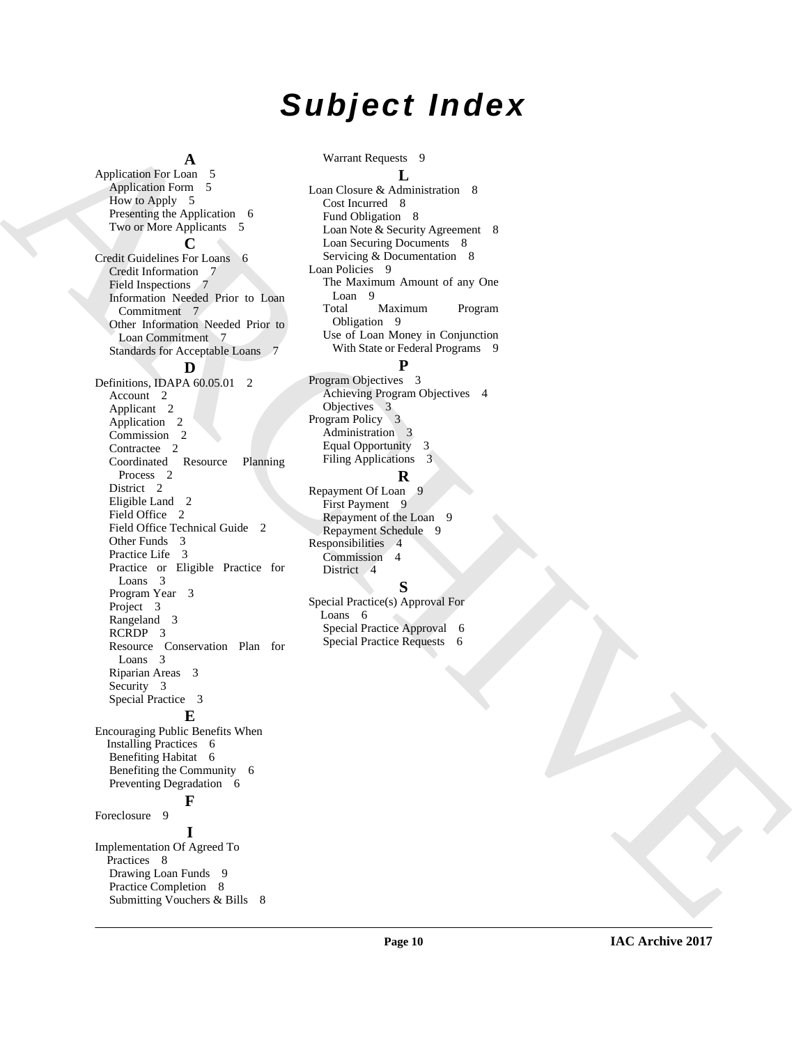# Subject Index

**A**

Application For Loan 5
- Application Form 5
- How to Apply 5
- Presenting the Application 6
- Two or More Applicants 5

**C**

Credit Guidelines For Loans 6
- Credit Information 7
- Field Inspections 7
- Information Needed Prior to Loan Commitment 7
- Other Information Needed Prior to Loan Commitment 7
- Standards for Acceptable Loans 7

**D**

Definitions, IDAPA 60.05.01 2
- Account 2
- Applicant 2
- Application 2
- Commission 2
- Contractee 2
- Coordinated Resource Planning Process 2
- District 2
- Eligible Land 2
- Field Office 2
- Field Office Technical Guide 2
- Other Funds 3
- Practice Life 3
- Practice or Eligible Practice for Loans 3
- Program Year 3
- Project 3
- Rangeland 3
- RCRDP 3
- Resource Conservation Plan for Loans 3
- Riparian Areas 3
- Security 3
- Special Practice 3

**E**

Encouraging Public Benefits When Installing Practices 6
- Benefiting Habitat 6
- Benefiting the Community 6
- Preventing Degradation 6

**F**

Foreclosure 9

**I**

Implementation Of Agreed To Practices 8
- Drawing Loan Funds 9
- Practice Completion 8
- Submitting Vouchers & Bills 8
- Warrant Requests 9

**L**

Loan Closure & Administration 8
- Cost Incurred 8
- Fund Obligation 8
- Loan Note & Security Agreement 8
- Loan Securing Documents 8
- Servicing & Documentation 8

Loan Policies 9
- The Maximum Amount of any One Loan 9
- Total Maximum Program Obligation 9
- Use of Loan Money in Conjunction With State or Federal Programs 9

**P**

Program Objectives 3
- Achieving Program Objectives 4
- Objectives 3

Program Policy 3
- Administration 3
- Equal Opportunity 3
- Filing Applications 3

**R**

Repayment Of Loan 9
- First Payment 9
- Repayment of the Loan 9
- Repayment Schedule 9

Responsibilities 4
- Commission 4
- District 4

**S**

Special Practice(s) Approval For Loans 6
- Special Practice Approval 6
- Special Practice Requests 6